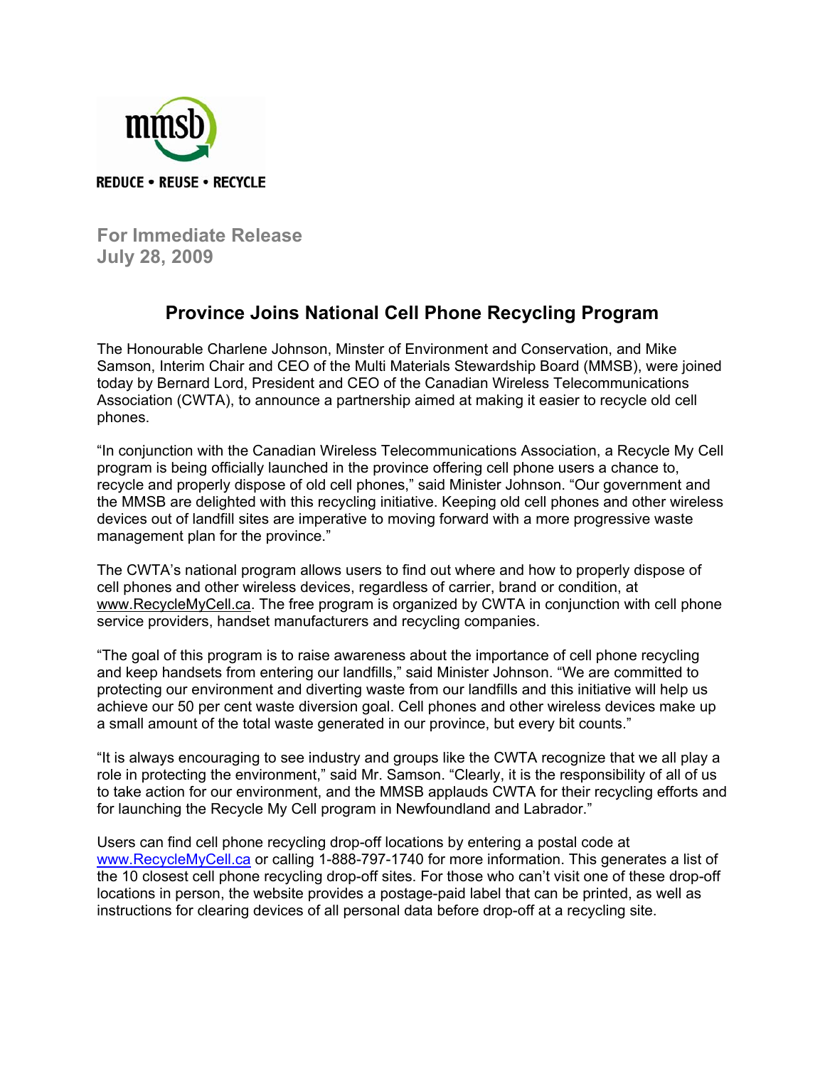mmsb

REDUCE • REUSE • RECYCLE

**For Immediate Release**
**July 28, 2009**

# Province Joins National Cell Phone Recycling Program

The Honourable Charlene Johnson, Minster of Environment and Conservation, and Mike Samson, Interim Chair and CEO of the Multi Materials Stewardship Board (MMSB), were joined today by Bernard Lord, President and CEO of the Canadian Wireless Telecommunications Association (CWTA), to announce a partnership aimed at making it easier to recycle old cell phones.

"In conjunction with the Canadian Wireless Telecommunications Association, a Recycle My Cell program is being officially launched in the province offering cell phone users a chance to, recycle and properly dispose of old cell phones," said Minister Johnson. "Our government and the MMSB are delighted with this recycling initiative. Keeping old cell phones and other wireless devices out of landfill sites are imperative to moving forward with a more progressive waste management plan for the province."

The CWTA's national program allows users to find out where and how to properly dispose of cell phones and other wireless devices, regardless of carrier, brand or condition, at www.RecycleMyCell.ca. The free program is organized by CWTA in conjunction with cell phone service providers, handset manufacturers and recycling companies.

"The goal of this program is to raise awareness about the importance of cell phone recycling and keep handsets from entering our landfills," said Minister Johnson. "We are committed to protecting our environment and diverting waste from our landfills and this initiative will help us achieve our 50 per cent waste diversion goal. Cell phones and other wireless devices make up a small amount of the total waste generated in our province, but every bit counts."

"It is always encouraging to see industry and groups like the CWTA recognize that we all play a role in protecting the environment," said Mr. Samson. "Clearly, it is the responsibility of all of us to take action for our environment, and the MMSB applauds CWTA for their recycling efforts and for launching the Recycle My Cell program in Newfoundland and Labrador."

Users can find cell phone recycling drop-off locations by entering a postal code at www.RecycleMyCell.ca or calling 1-888-797-1740 for more information. This generates a list of the 10 closest cell phone recycling drop-off sites. For those who can't visit one of these drop-off locations in person, the website provides a postage-paid label that can be printed, as well as instructions for clearing devices of all personal data before drop-off at a recycling site.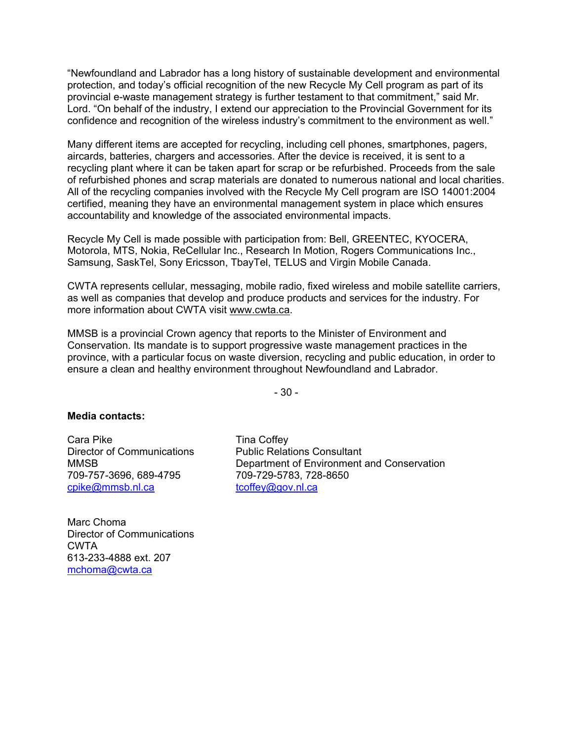"Newfoundland and Labrador has a long history of sustainable development and environmental protection, and today's official recognition of the new Recycle My Cell program as part of its provincial e-waste management strategy is further testament to that commitment," said Mr. Lord. "On behalf of the industry, I extend our appreciation to the Provincial Government for its confidence and recognition of the wireless industry's commitment to the environment as well."

Many different items are accepted for recycling, including cell phones, smartphones, pagers, aircards, batteries, chargers and accessories. After the device is received, it is sent to a recycling plant where it can be taken apart for scrap or be refurbished. Proceeds from the sale of refurbished phones and scrap materials are donated to numerous national and local charities. All of the recycling companies involved with the Recycle My Cell program are ISO 14001:2004 certified, meaning they have an environmental management system in place which ensures accountability and knowledge of the associated environmental impacts.

Recycle My Cell is made possible with participation from: Bell, GREENTEC, KYOCERA, Motorola, MTS, Nokia, ReCellular Inc., Research In Motion, Rogers Communications Inc., Samsung, SaskTel, Sony Ericsson, TbayTel, TELUS and Virgin Mobile Canada.

CWTA represents cellular, messaging, mobile radio, fixed wireless and mobile satellite carriers, as well as companies that develop and produce products and services for the industry. For more information about CWTA visit www.cwta.ca.

MMSB is a provincial Crown agency that reports to the Minister of Environment and Conservation. Its mandate is to support progressive waste management practices in the province, with a particular focus on waste diversion, recycling and public education, in order to ensure a clean and healthy environment throughout Newfoundland and Labrador.

- 30 -

**Media contacts:**

Cara Pike
Director of Communications
MMSB
709-757-3696, 689-4795
cpike@mmsb.nl.ca

Tina Coffey
Public Relations Consultant
Department of Environment and Conservation
709-729-5783, 728-8650
tcoffey@gov.nl.ca

Marc Choma
Director of Communications
CWTA
613-233-4888 ext. 207
mchoma@cwta.ca